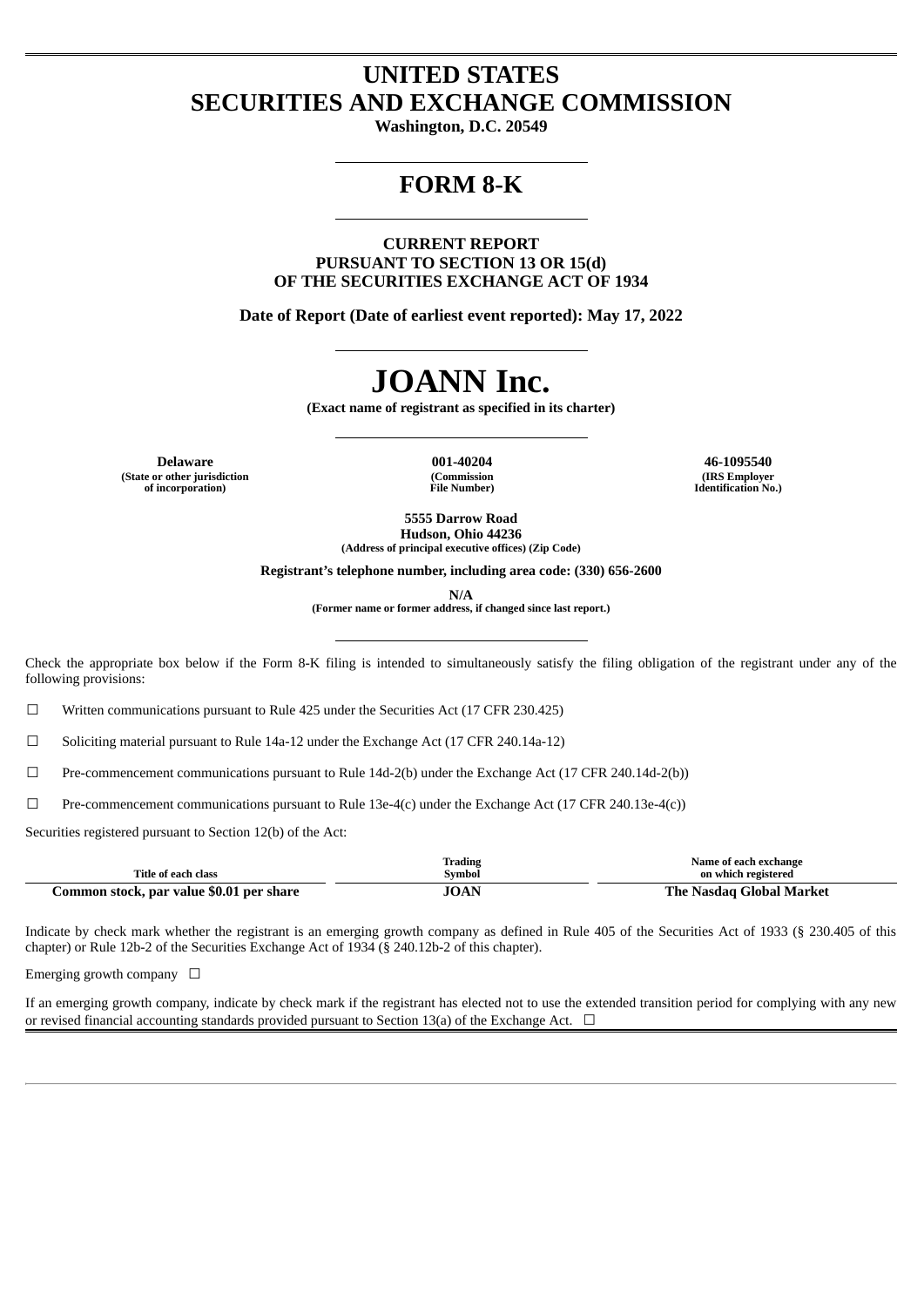# UNITED STATES
# SECURITIES AND EXCHANGE COMMISSION

**Washington, D.C. 20549**

## FORM 8-K

**CURRENT REPORT**
**PURSUANT TO SECTION 13 OR 15(d)**
**OF THE SECURITIES EXCHANGE ACT OF 1934**

**Date of Report (Date of earliest event reported): May 17, 2022**

# JOANN Inc.

**(Exact name of registrant as specified in its charter)**

| **Delaware** | **001-40204** | **46-1095540** |
|---|---|---|
| **(State or other jurisdiction of incorporation)** | **(Commission File Number)** | **(IRS Employer Identification No.)** |

**5555 Darrow Road**
**Hudson, Ohio 44236**
**(Address of principal executive offices) (Zip Code)**

**Registrant's telephone number, including area code: (330) 656-2600**

**N/A**
**(Former name or former address, if changed since last report.)**

Check the appropriate box below if the Form 8-K filing is intended to simultaneously satisfy the filing obligation of the registrant under any of the following provisions:

☐ Written communications pursuant to Rule 425 under the Securities Act (17 CFR 230.425)

☐ Soliciting material pursuant to Rule 14a-12 under the Exchange Act (17 CFR 240.14a-12)

☐ Pre-commencement communications pursuant to Rule 14d-2(b) under the Exchange Act (17 CFR 240.14d-2(b))

☐ Pre-commencement communications pursuant to Rule 13e-4(c) under the Exchange Act (17 CFR 240.13e-4(c))

Securities registered pursuant to Section 12(b) of the Act:

| Title of each class | Trading Symbol | Name of each exchange on which registered |
|---|---|---|
| **Common stock, par value $0.01 per share** | **JOAN** | **The Nasdaq Global Market** |

Indicate by check mark whether the registrant is an emerging growth company as defined in Rule 405 of the Securities Act of 1933 (§ 230.405 of this chapter) or Rule 12b-2 of the Securities Exchange Act of 1934 (§ 240.12b-2 of this chapter).

Emerging growth company ☐

If an emerging growth company, indicate by check mark if the registrant has elected not to use the extended transition period for complying with any new or revised financial accounting standards provided pursuant to Section 13(a) of the Exchange Act. ☐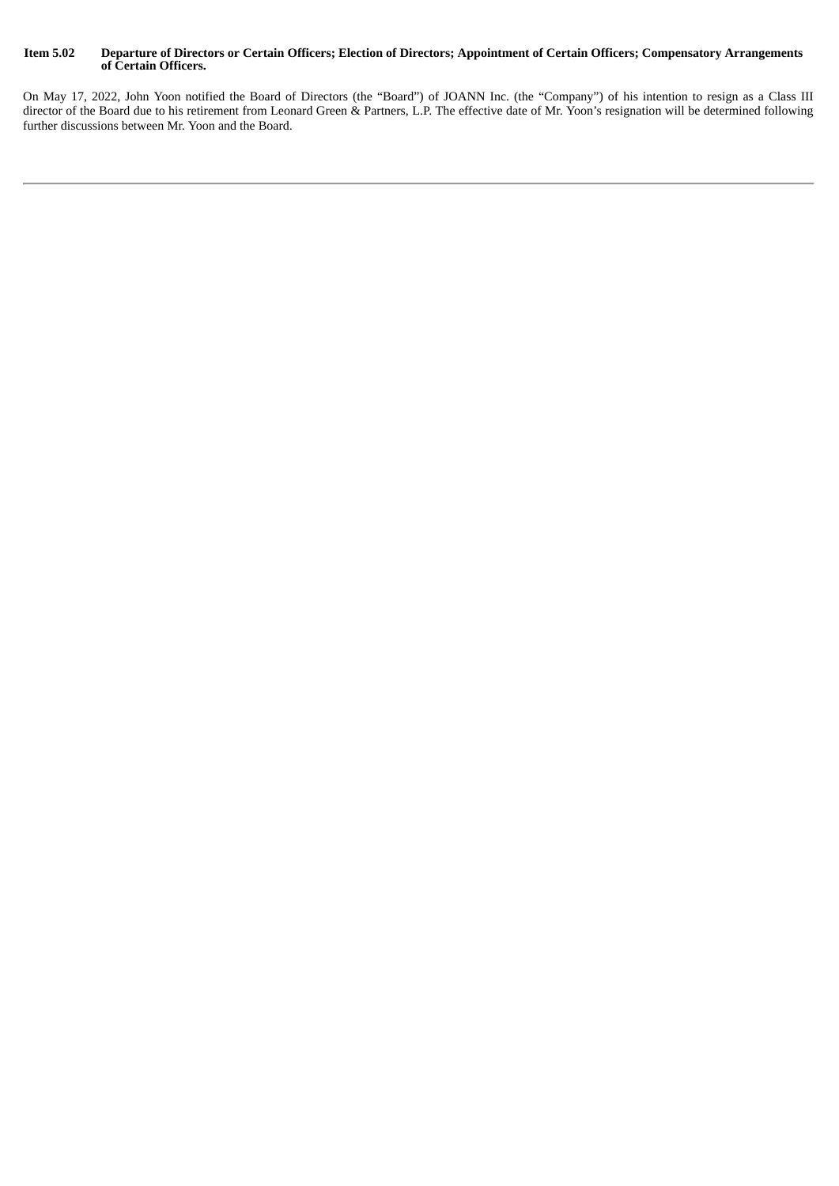**Item 5.02 Departure of Directors or Certain Officers; Election of Directors; Appointment of Certain Officers; Compensatory Arrangements of Certain Officers.**

On May 17, 2022, John Yoon notified the Board of Directors (the "Board") of JOANN Inc. (the "Company") of his intention to resign as a Class III director of the Board due to his retirement from Leonard Green & Partners, L.P. The effective date of Mr. Yoon's resignation will be determined following further discussions between Mr. Yoon and the Board.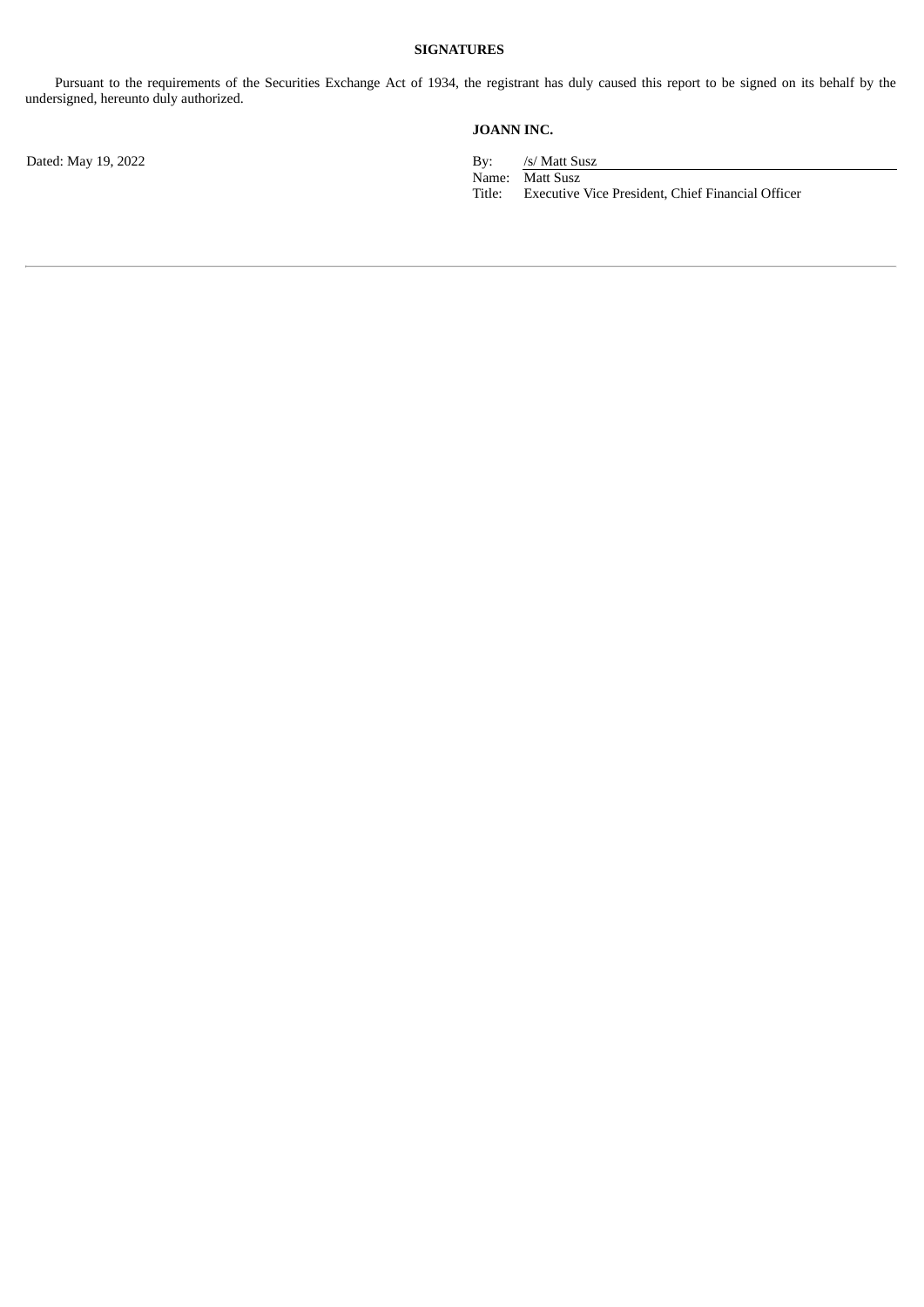**SIGNATURES**

Pursuant to the requirements of the Securities Exchange Act of 1934, the registrant has duly caused this report to be signed on its behalf by the undersigned, hereunto duly authorized.

| | | |
|---|---|---|
| | **JOANN INC.** | |
| Dated: May 19, 2022 | By: | /s/ Matt Susz |
| | Name: | Matt Susz |
| | Title: | Executive Vice President, Chief Financial Officer |